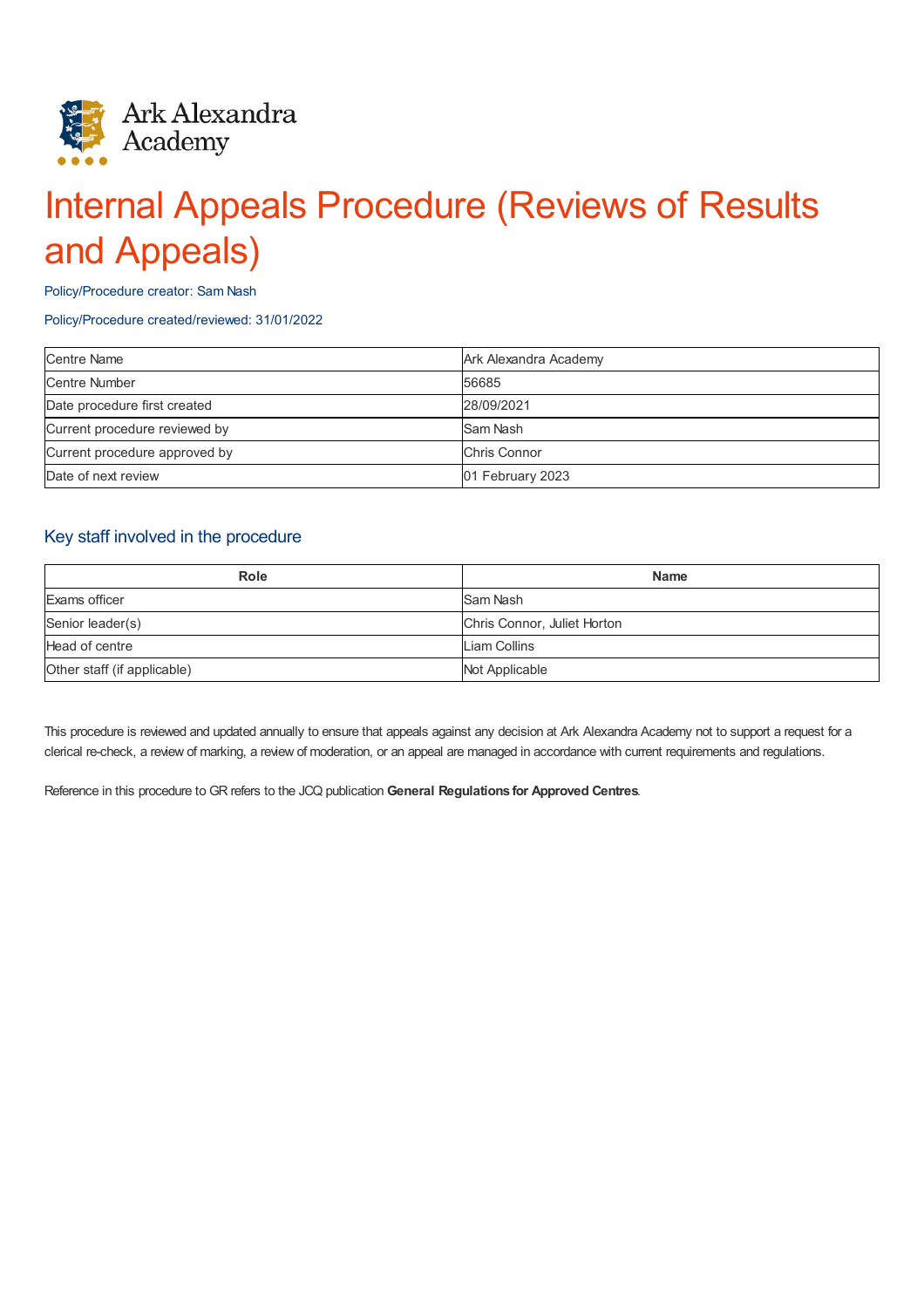Ark Alexandra Academy

# Internal Appeals Procedure (Reviews of Results and Appeals)

Policy/Procedure creator: Sam Nash

Policy/Procedure created/reviewed: 31/01/2022

| Centre Name | Ark Alexandra Academy |
|---|---|
| Centre Number | 56685 |
| Date procedure first created | 28/09/2021 |
| Current procedure reviewed by | Sam Nash |
| Current procedure approved by | Chris Connor |
| Date of next review | 01 February 2023 |

## Key staff involved in the procedure

| Role | Name |
|---|---|
| Exams officer | Sam Nash |
| Senior leader(s) | Chris Connor, Juliet Horton |
| Head of centre | Liam Collins |
| Other staff (if applicable) | Not Applicable |

This procedure is reviewed and updated annually to ensure that appeals against any decision at Ark Alexandra Academy not to support a request for a clerical re-check, a review of marking, a review of moderation, or an appeal are managed in accordance with current requirements and regulations.

Reference in this procedure to GR refers to the JCQ publication **General Regulations for Approved Centres**.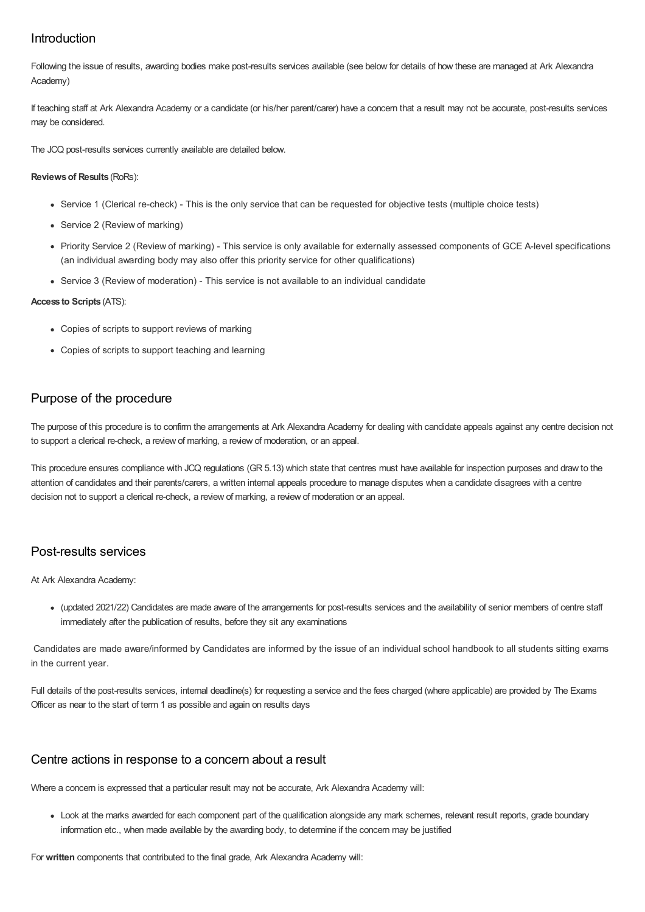## Introduction

Following the issue of results, awarding bodies make post-results services available (see below for details of how these are managed at Ark Alexandra Academy)

If teaching staff at Ark Alexandra Academy or a candidate (or his/her parent/carer) have a concern that a result may not be accurate, post-results services may be considered.

The JCQ post-results services currently available are detailed below.

**Reviews of Results** (RoRs):

- Service 1 (Clerical re-check) - This is the only service that can be requested for objective tests (multiple choice tests)
- Service 2 (Review of marking)
- Priority Service 2 (Review of marking) - This service is only available for externally assessed components of GCE A-level specifications (an individual awarding body may also offer this priority service for other qualifications)
- Service 3 (Review of moderation) - This service is not available to an individual candidate

**Access to Scripts** (ATS):

- Copies of scripts to support reviews of marking
- Copies of scripts to support teaching and learning

## Purpose of the procedure

The purpose of this procedure is to confirm the arrangements at Ark Alexandra Academy for dealing with candidate appeals against any centre decision not to support a clerical re-check, a review of marking, a review of moderation, or an appeal.

This procedure ensures compliance with JCQ regulations (GR 5.13) which state that centres must have available for inspection purposes and draw to the attention of candidates and their parents/carers, a written internal appeals procedure to manage disputes when a candidate disagrees with a centre decision not to support a clerical re-check, a review of marking, a review of moderation or an appeal.

## Post-results services

At Ark Alexandra Academy:

- (updated 2021/22) Candidates are made aware of the arrangements for post-results services and the availability of senior members of centre staff immediately after the publication of results, before they sit any examinations

Candidates are made aware/informed by Candidates are informed by the issue of an individual school handbook to all students sitting exams in the current year.

Full details of the post-results services, internal deadline(s) for requesting a service and the fees charged (where applicable) are provided by The Exams Officer as near to the start of term 1 as possible and again on results days

## Centre actions in response to a concern about a result

Where a concern is expressed that a particular result may not be accurate, Ark Alexandra Academy will:

- Look at the marks awarded for each component part of the qualification alongside any mark schemes, relevant result reports, grade boundary information etc., when made available by the awarding body, to determine if the concern may be justified

For **written** components that contributed to the final grade, Ark Alexandra Academy will: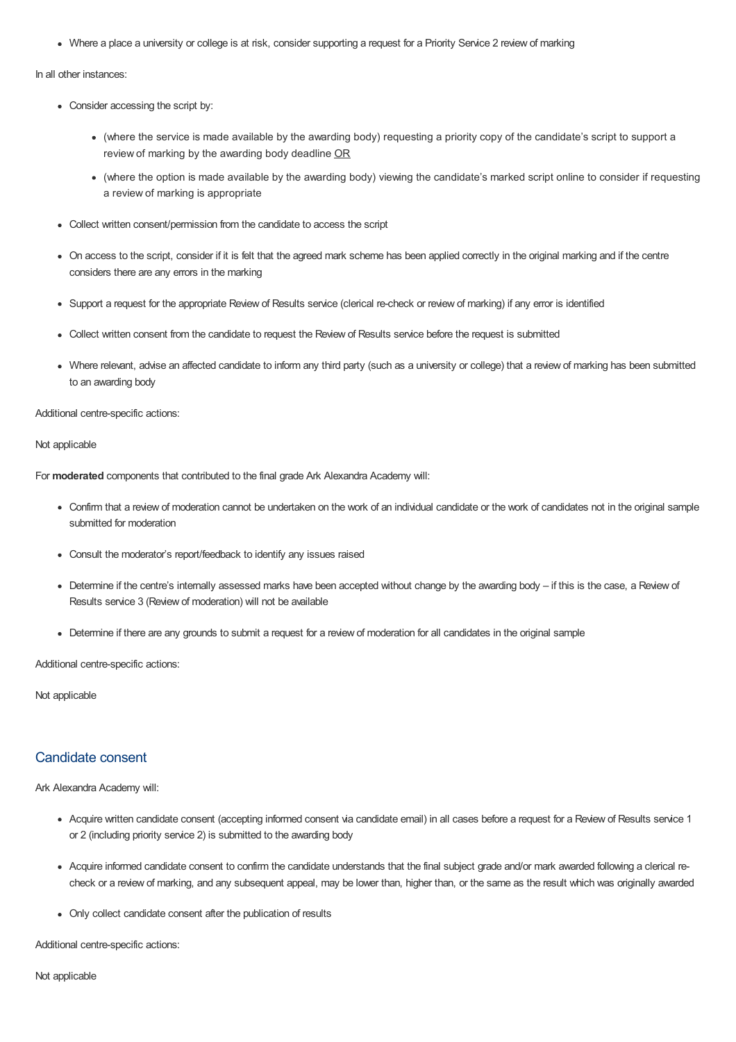- Where a place a university or college is at risk, consider supporting a request for a Priority Service 2 review of marking

In all other instances:

- Consider accessing the script by:
  - (where the service is made available by the awarding body) requesting a priority copy of the candidate's script to support a review of marking by the awarding body deadline OR
  - (where the option is made available by the awarding body) viewing the candidate's marked script online to consider if requesting a review of marking is appropriate
- Collect written consent/permission from the candidate to access the script
- On access to the script, consider if it is felt that the agreed mark scheme has been applied correctly in the original marking and if the centre considers there are any errors in the marking
- Support a request for the appropriate Review of Results service (clerical re-check or review of marking) if any error is identified
- Collect written consent from the candidate to request the Review of Results service before the request is submitted
- Where relevant, advise an affected candidate to inform any third party (such as a university or college) that a review of marking has been submitted to an awarding body

Additional centre-specific actions:

Not applicable

For **moderated** components that contributed to the final grade Ark Alexandra Academy will:

- Confirm that a review of moderation cannot be undertaken on the work of an individual candidate or the work of candidates not in the original sample submitted for moderation
- Consult the moderator's report/feedback to identify any issues raised
- Determine if the centre's internally assessed marks have been accepted without change by the awarding body – if this is the case, a Review of Results service 3 (Review of moderation) will not be available
- Determine if there are any grounds to submit a request for a review of moderation for all candidates in the original sample

Additional centre-specific actions:

Not applicable

## Candidate consent

Ark Alexandra Academy will:

- Acquire written candidate consent (accepting informed consent via candidate email) in all cases before a request for a Review of Results service 1 or 2 (including priority service 2) is submitted to the awarding body
- Acquire informed candidate consent to confirm the candidate understands that the final subject grade and/or mark awarded following a clerical re-check or a review of marking, and any subsequent appeal, may be lower than, higher than, or the same as the result which was originally awarded
- Only collect candidate consent after the publication of results

Additional centre-specific actions:

Not applicable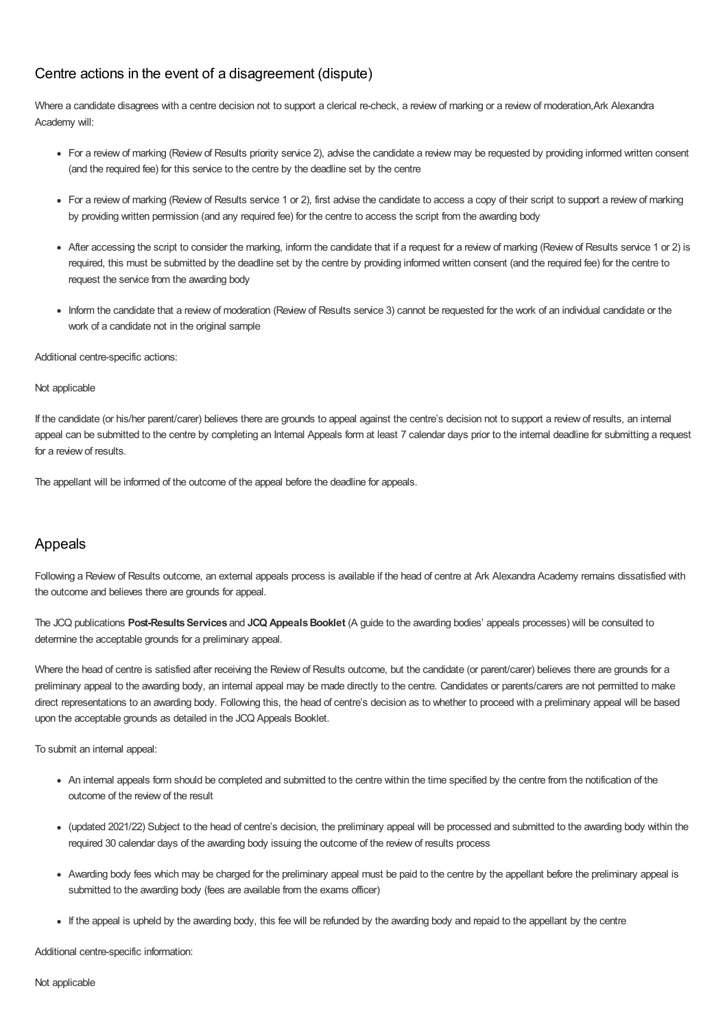## Centre actions in the event of a disagreement (dispute)

Where a candidate disagrees with a centre decision not to support a clerical re-check, a review of marking or a review of moderation,Ark Alexandra Academy will:

- For a review of marking (Review of Results priority service 2), advise the candidate a review may be requested by providing informed written consent (and the required fee) for this service to the centre by the deadline set by the centre
- For a review of marking (Review of Results service 1 or 2), first advise the candidate to access a copy of their script to support a review of marking by providing written permission (and any required fee) for the centre to access the script from the awarding body
- After accessing the script to consider the marking, inform the candidate that if a request for a review of marking (Review of Results service 1 or 2) is required, this must be submitted by the deadline set by the centre by providing informed written consent (and the required fee) for the centre to request the service from the awarding body
- Inform the candidate that a review of moderation (Review of Results service 3) cannot be requested for the work of an individual candidate or the work of a candidate not in the original sample

Additional centre-specific actions:

Not applicable

If the candidate (or his/her parent/carer) believes there are grounds to appeal against the centre's decision not to support a review of results, an internal appeal can be submitted to the centre by completing an Internal Appeals form at least 7 calendar days prior to the internal deadline for submitting a request for a review of results.

The appellant will be informed of the outcome of the appeal before the deadline for appeals.

## Appeals

Following a Review of Results outcome, an external appeals process is available if the head of centre at Ark Alexandra Academy remains dissatisfied with the outcome and believes there are grounds for appeal.

The JCQ publications **Post-Results Services** and **JCQ Appeals Booklet** (A guide to the awarding bodies' appeals processes) will be consulted to determine the acceptable grounds for a preliminary appeal.

Where the head of centre is satisfied after receiving the Review of Results outcome, but the candidate (or parent/carer) believes there are grounds for a preliminary appeal to the awarding body, an internal appeal may be made directly to the centre. Candidates or parents/carers are not permitted to make direct representations to an awarding body. Following this, the head of centre's decision as to whether to proceed with a preliminary appeal will be based upon the acceptable grounds as detailed in the JCQ Appeals Booklet.

To submit an internal appeal:

- An internal appeals form should be completed and submitted to the centre within the time specified by the centre from the notification of the outcome of the review of the result
- (updated 2021/22) Subject to the head of centre's decision, the preliminary appeal will be processed and submitted to the awarding body within the required 30 calendar days of the awarding body issuing the outcome of the review of results process
- Awarding body fees which may be charged for the preliminary appeal must be paid to the centre by the appellant before the preliminary appeal is submitted to the awarding body (fees are available from the exams officer)
- If the appeal is upheld by the awarding body, this fee will be refunded by the awarding body and repaid to the appellant by the centre

Additional centre-specific information:

Not applicable